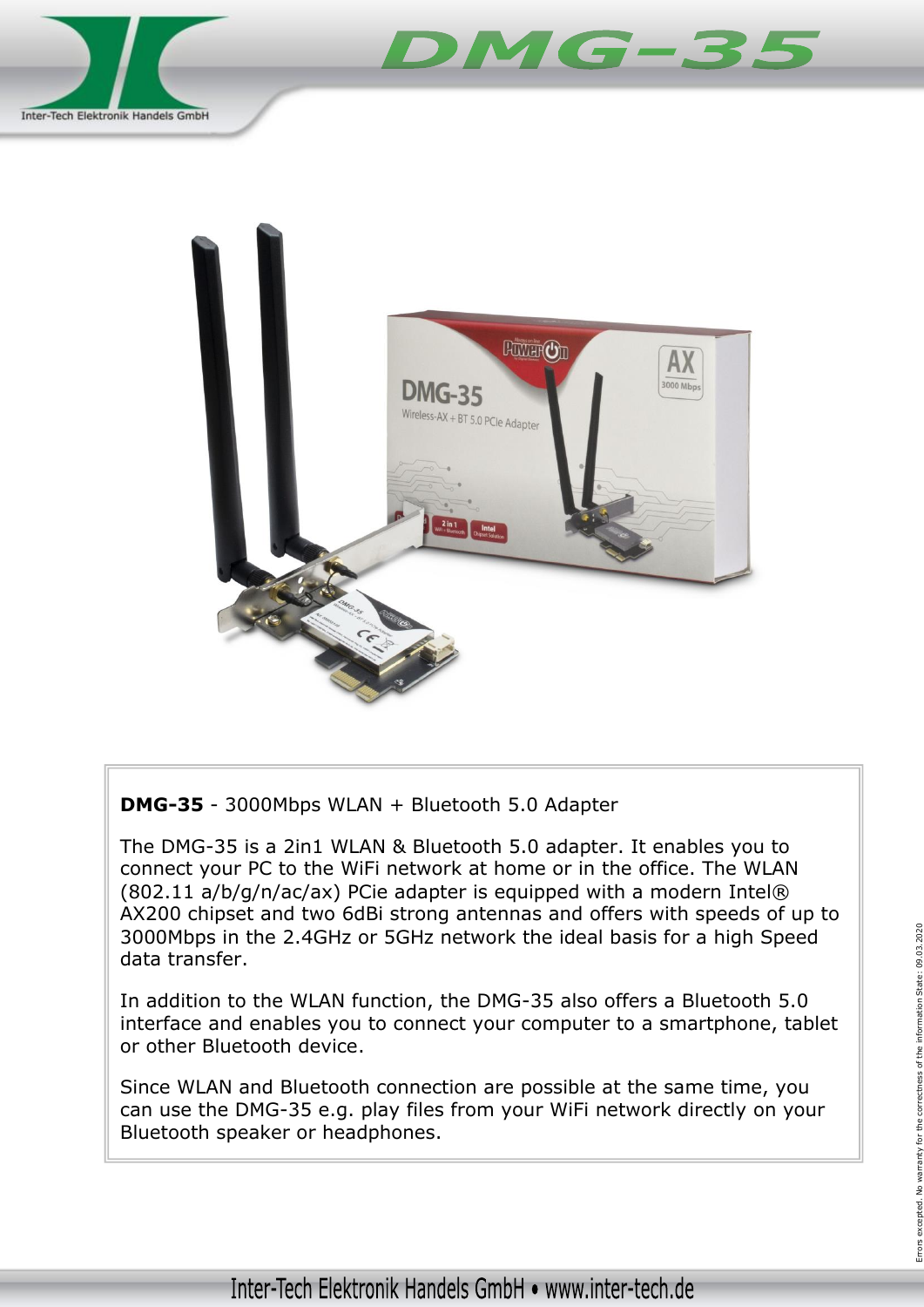# DMG-35

**DMG-35** - 3000Mbps WLAN + Bluetooth 5.0 Adapter

The DMG-35 is a 2in1 WLAN & Bluetooth 5.0 adapter. It enables you to connect your PC to the WiFi network at home or in the office. The WLAN (802.11 a/b/g/n/ac/ax) PCie adapter is equipped with a modern Intel® AX200 chipset and two 6dBi strong antennas and offers with speeds of up to 3000Mbps in the 2.4GHz or 5GHz network the ideal basis for a high Speed data transfer.

In addition to the WLAN function, the DMG-35 also offers a Bluetooth 5.0 interface and enables you to connect your computer to a smartphone, tablet or other Bluetooth device.

Since WLAN and Bluetooth connection are possible at the same time, you can use the DMG-35 e.g. play files from your WiFi network directly on your Bluetooth speaker or headphones.

Errors excepted. No warranty for the correctness of the information State: 09.03.2020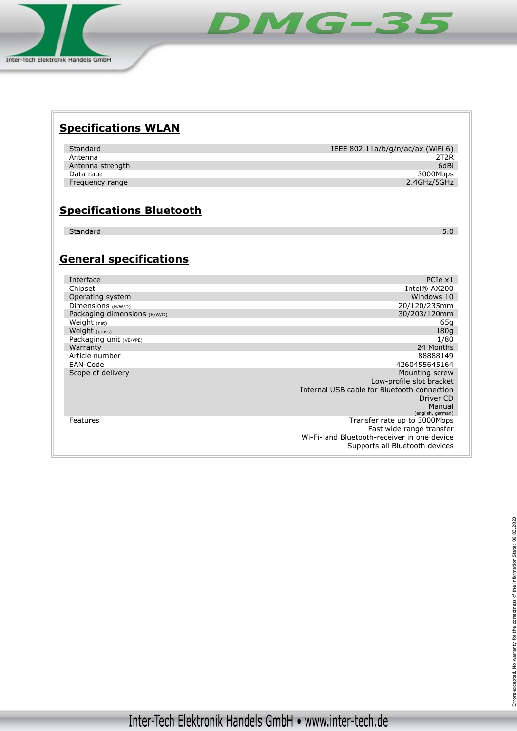# DMG-35

Inter-Tech Elektronik Handels GmbH

## Specifications WLAN

| | |
|---|---|
| Standard | IEEE 802.11a/b/g/n/ac/ax (WiFi 6) |
| Antenna | 2T2R |
| Antenna strength | 6dBi |
| Data rate | 3000Mbps |
| Frequency range | 2.4GHz/5GHz |

## Specifications Bluetooth

| | |
|---|---|
| Standard | 5.0 |

## General specifications

| | |
|---|---|
| Interface | PCIe x1 |
| Chipset | Intel® AX200 |
| Operating system | Windows 10 |
| Dimensions (H/W/D) | 20/120/235mm |
| Packaging dimensions (H/W/D) | 30/203/120mm |
| Weight (net) | 65g |
| Weight (gross) | 180g |
| Packaging unit (VE/VPE) | 1/80 |
| Warranty | 24 Months |
| Article number | 88888149 |
| EAN-Code | 4260455645164 |
| Scope of delivery | Mounting screw<br>Low-profile slot bracket<br>Internal USB cable for Bluetooth connection<br>Driver CD<br>Manual<br>(english, german) |
| Features | Transfer rate up to 3000Mbps<br>Fast wide range transfer<br>Wi-Fi- and Bluetooth-receiver in one device<br>Supports all Bluetooth devices |

Errors excepted. No warranty for the correctness of the information State: 09.03.2020

Inter-Tech Elektronik Handels GmbH • www.inter-tech.de